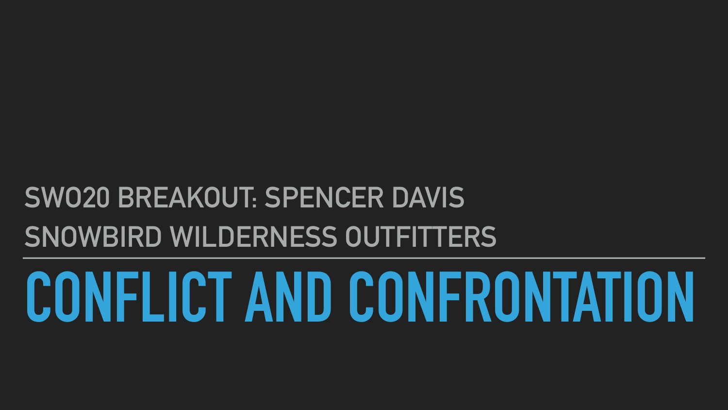SWO20 BREAKOUT: SPENCER DAVIS

SNOWBIRD WILDERNESS OUTFITTERS

# CONFLICT AND CONFRONTATION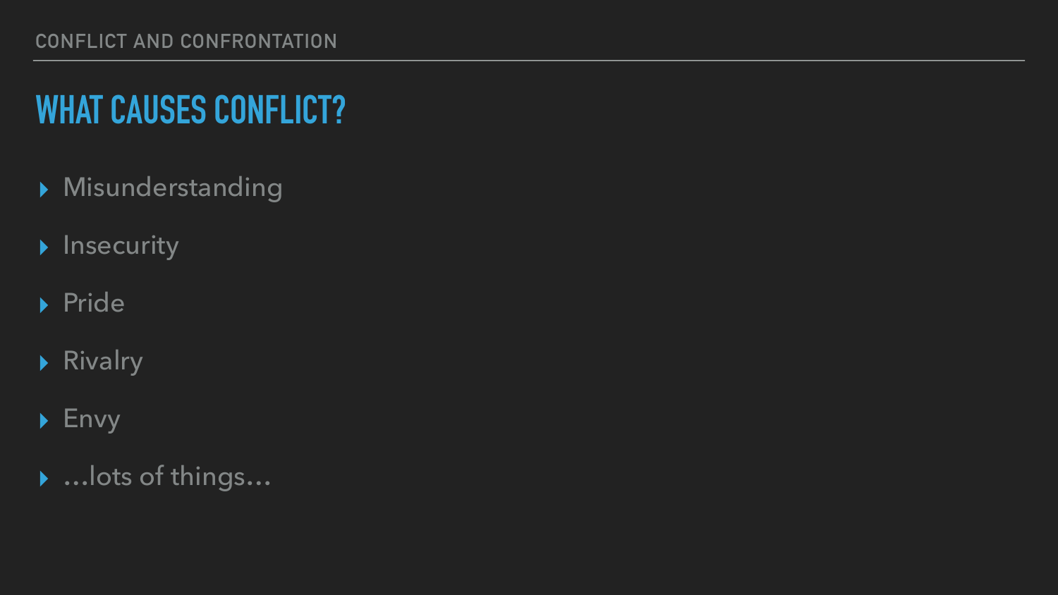# WHAT CAUSES CONFLICT?

- Misunderstanding
- Insecurity
- Pride
- Rivalry
- Envy
- …lots of things…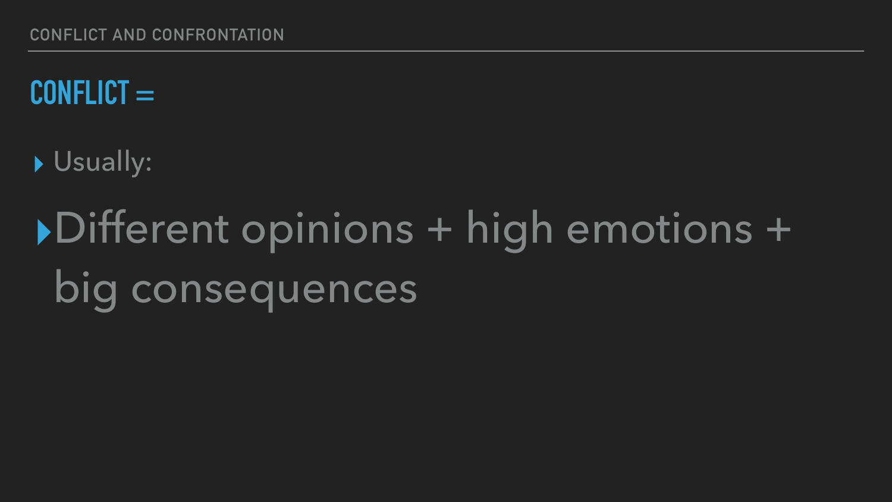## CONFLICT =

- Usually:
- Different opinions + high emotions + big consequences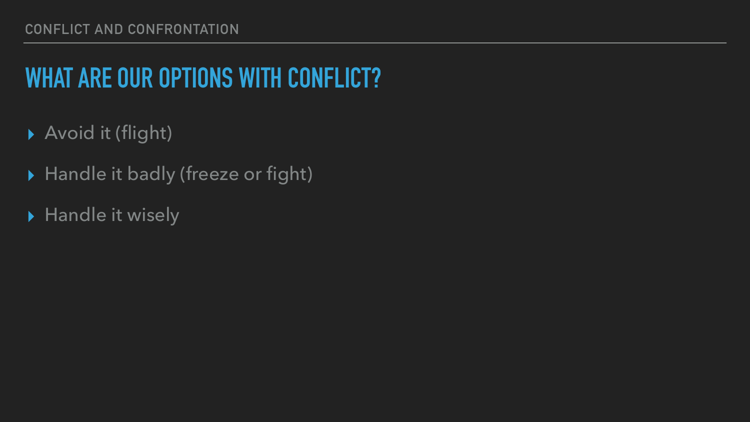## WHAT ARE OUR OPTIONS WITH CONFLICT?

- Avoid it (flight)
- Handle it badly (freeze or fight)
- Handle it wisely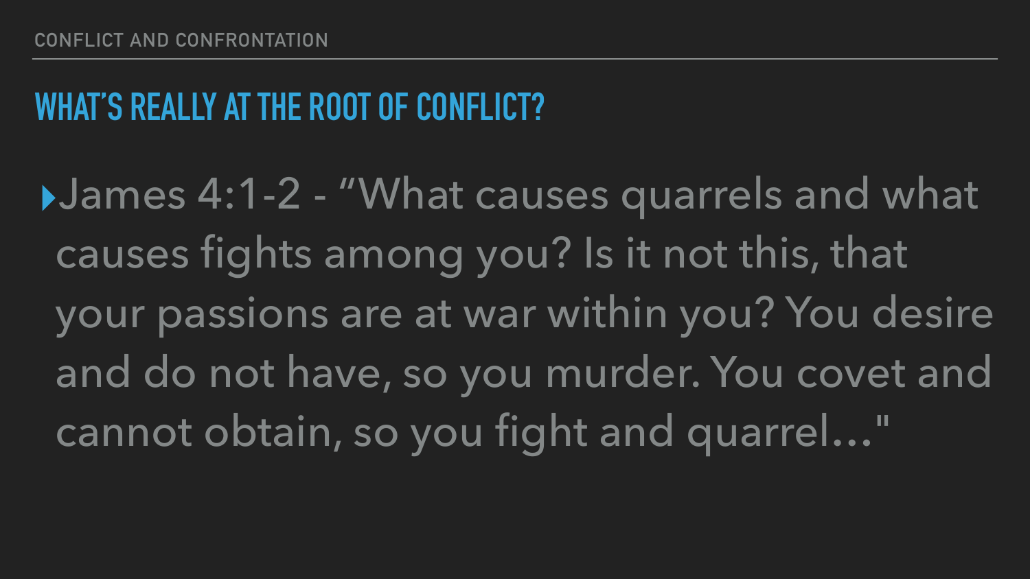## WHAT'S REALLY AT THE ROOT OF CONFLICT?

- James 4:1-2 - "What causes quarrels and what causes fights among you? Is it not this, that your passions are at war within you? You desire and do not have, so you murder. You covet and cannot obtain, so you fight and quarrel…"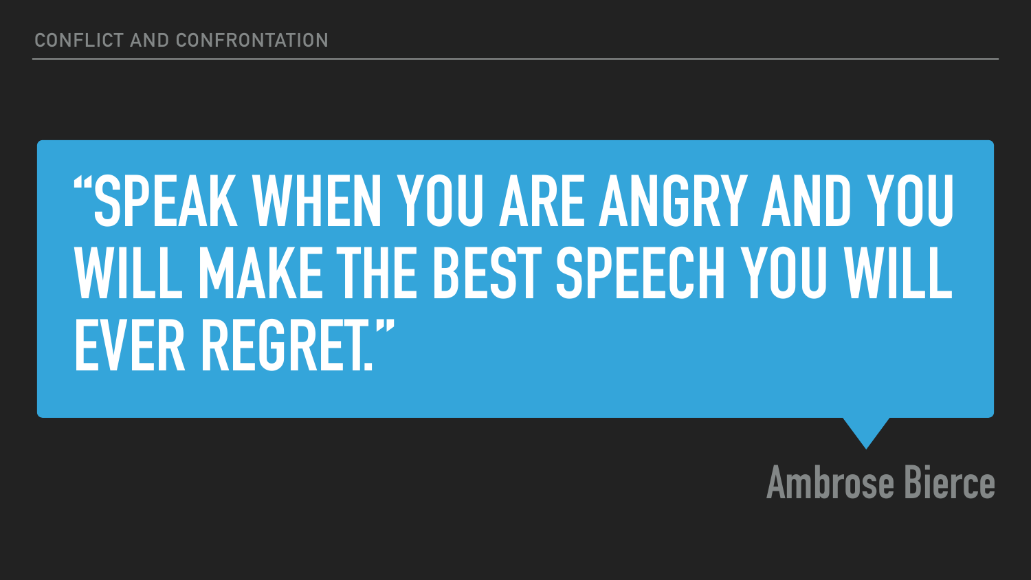CONFLICT AND CONFRONTATION

> "SPEAK WHEN YOU ARE ANGRY AND YOU WILL MAKE THE BEST SPEECH YOU WILL EVER REGRET."

Ambrose Bierce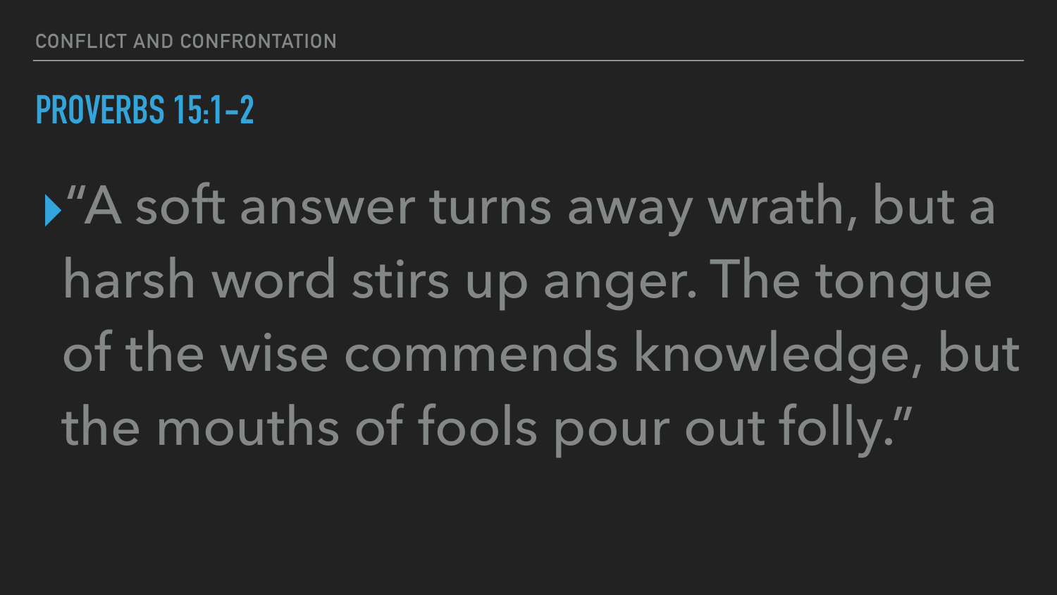CONFLICT AND CONFRONTATION

## PROVERBS 15:1-2

- "A soft answer turns away wrath, but a harsh word stirs up anger. The tongue of the wise commends knowledge, but the mouths of fools pour out folly."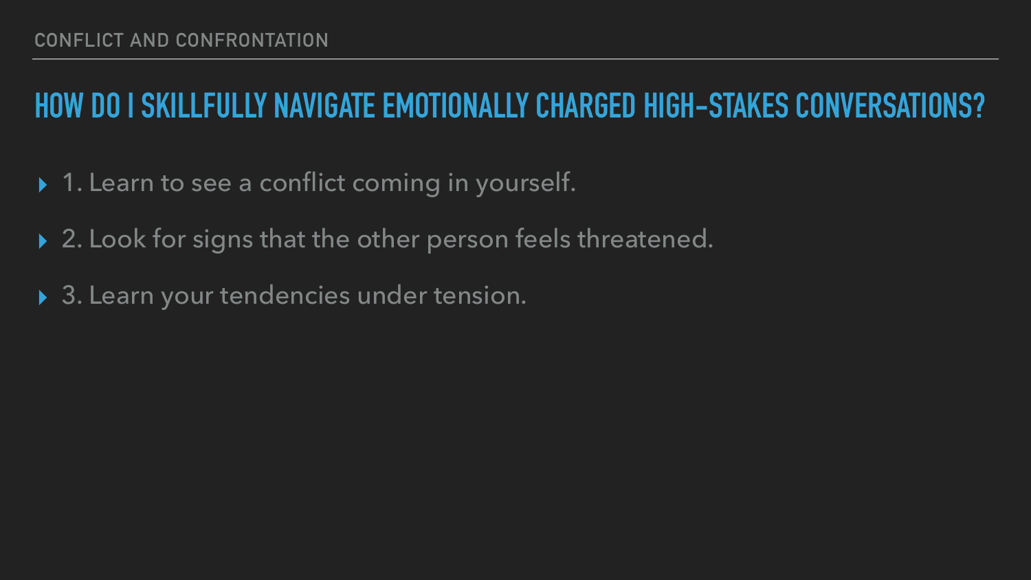CONFLICT AND CONFRONTATION

## HOW DO I SKILLFULLY NAVIGATE EMOTIONALLY CHARGED HIGH-STAKES CONVERSATIONS?

- 1. Learn to see a conflict coming in yourself.
- 2. Look for signs that the other person feels threatened.
- 3. Learn your tendencies under tension.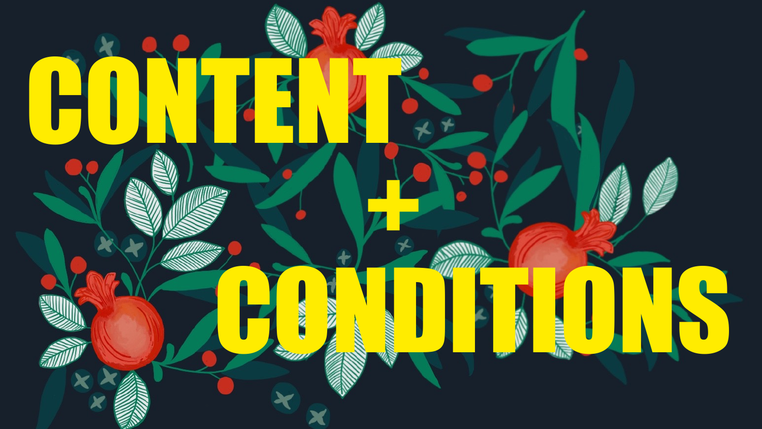# CONTENT

# +

# CONDITIONS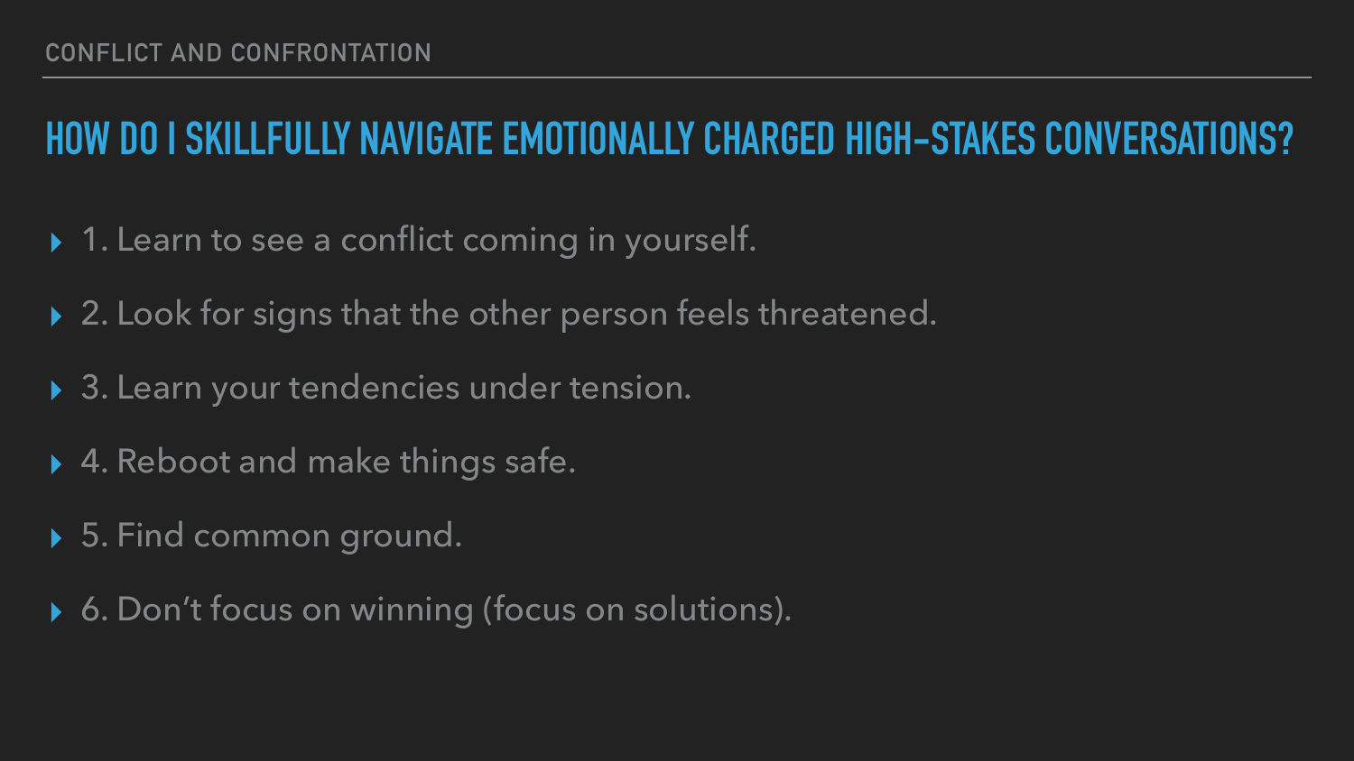## HOW DO I SKILLFULLY NAVIGATE EMOTIONALLY CHARGED HIGH-STAKES CONVERSATIONS?

1. Learn to see a conflict coming in yourself.
2. Look for signs that the other person feels threatened.
3. Learn your tendencies under tension.
4. Reboot and make things safe.
5. Find common ground.
6. Don’t focus on winning (focus on solutions).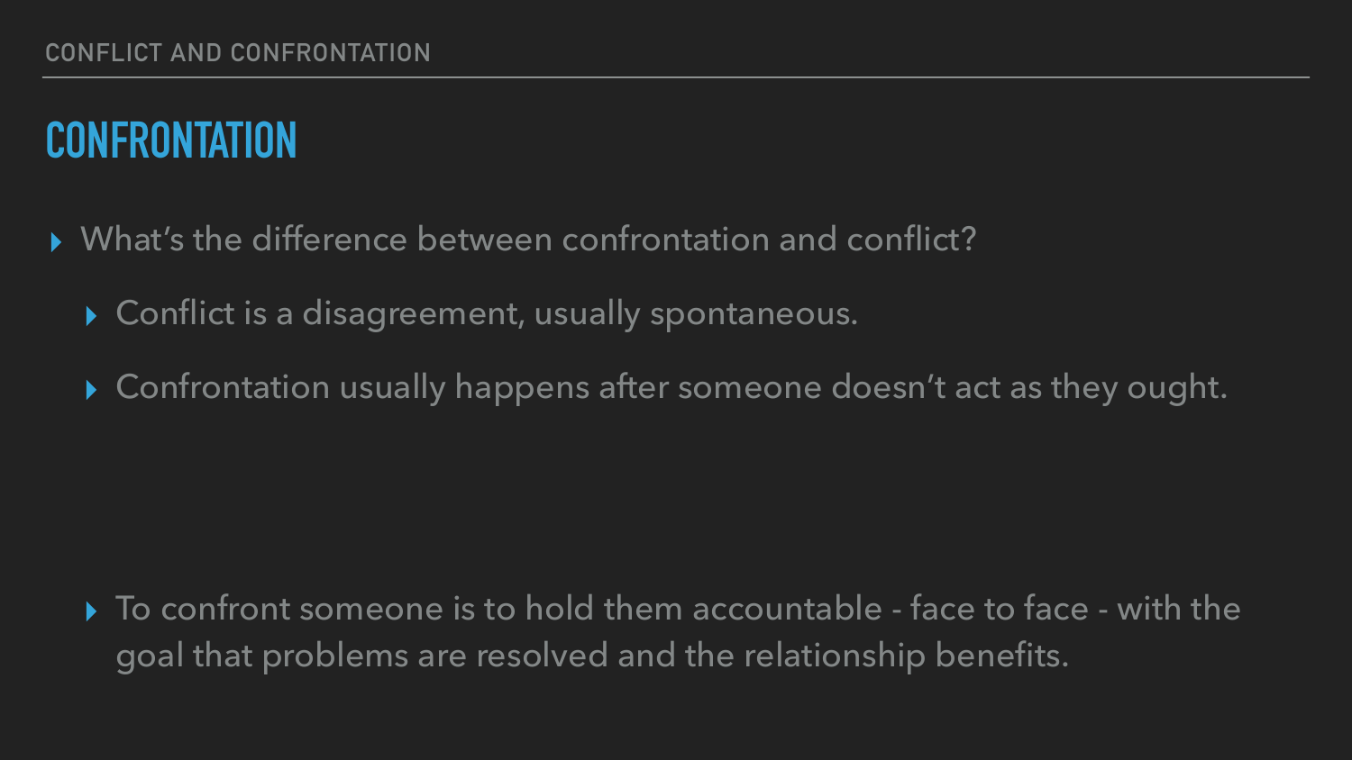## CONFRONTATION

- What's the difference between confrontation and conflict?
  - Conflict is a disagreement, usually spontaneous.
  - Confrontation usually happens after someone doesn't act as they ought.
  - To confront someone is to hold them accountable - face to face - with the goal that problems are resolved and the relationship benefits.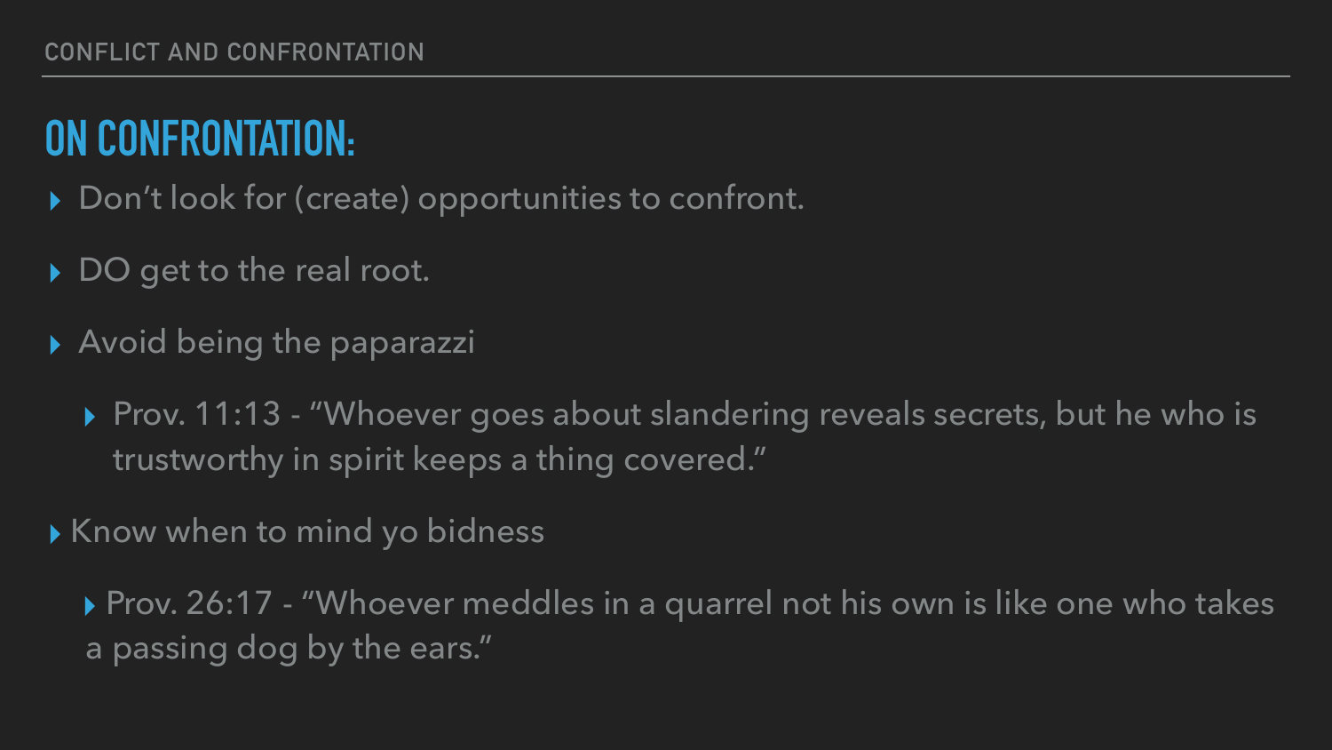## ON CONFRONTATION:

- Don't look for (create) opportunities to confront.
- DO get to the real root.
- Avoid being the paparazzi
  - Prov. 11:13 - "Whoever goes about slandering reveals secrets, but he who is trustworthy in spirit keeps a thing covered."
- Know when to mind yo bidness
  - Prov. 26:17 - "Whoever meddles in a quarrel not his own is like one who takes a passing dog by the ears."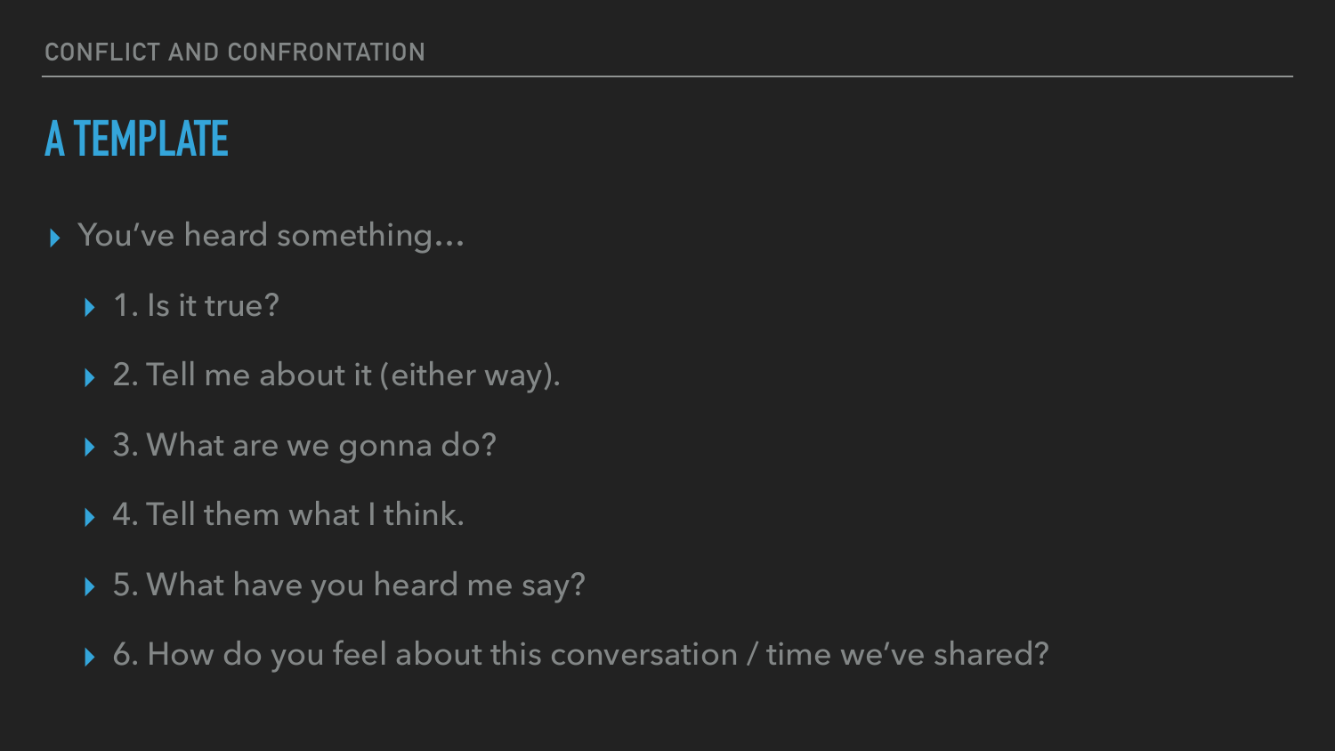# A TEMPLATE

- You've heard something…
  - 1. Is it true?
  - 2. Tell me about it (either way).
  - 3. What are we gonna do?
  - 4. Tell them what I think.
  - 5. What have you heard me say?
  - 6. How do you feel about this conversation / time we've shared?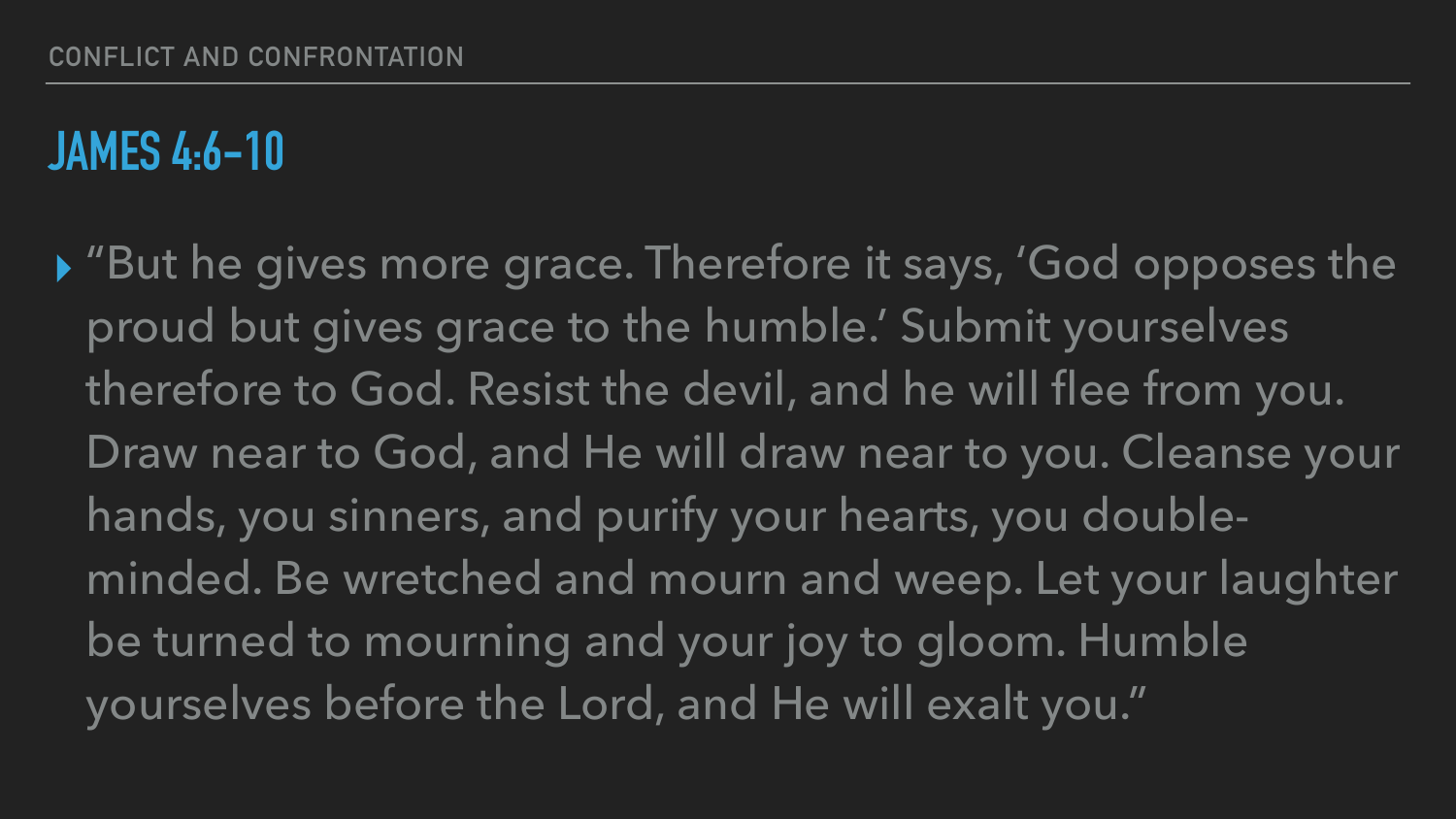## JAMES 4:6-10

- "But he gives more grace. Therefore it says, 'God opposes the proud but gives grace to the humble.' Submit yourselves therefore to God. Resist the devil, and he will flee from you. Draw near to God, and He will draw near to you. Cleanse your hands, you sinners, and purify your hearts, you double-minded. Be wretched and mourn and weep. Let your laughter be turned to mourning and your joy to gloom. Humble yourselves before the Lord, and He will exalt you."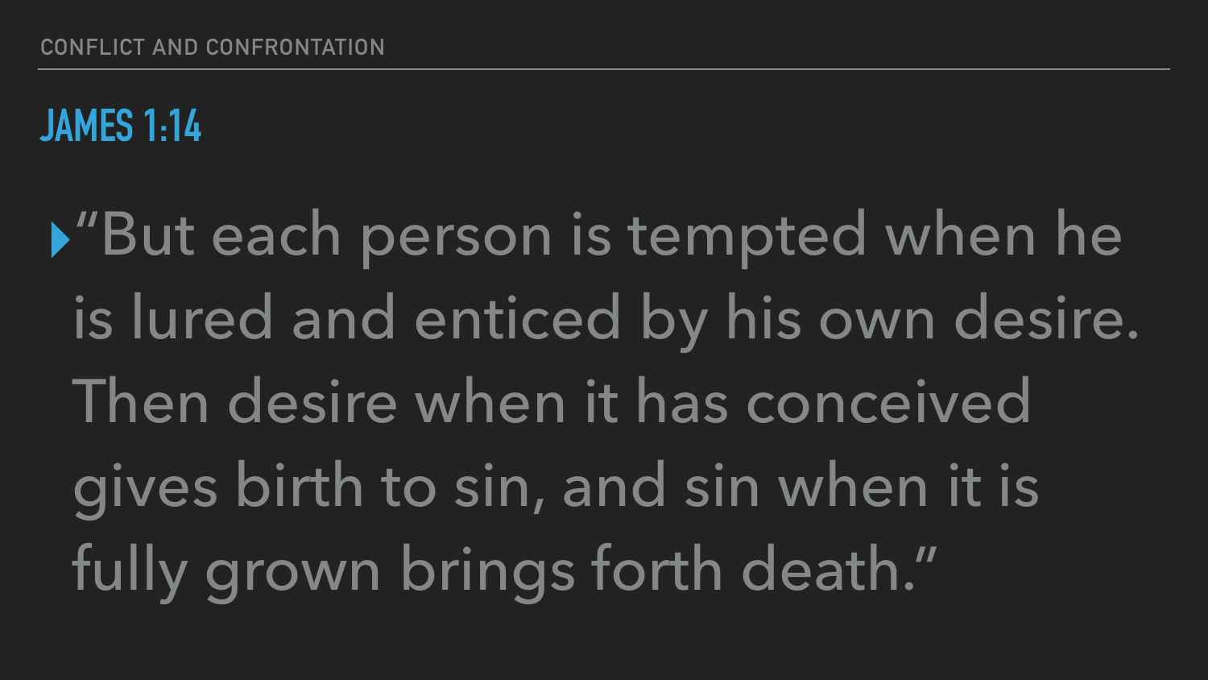CONFLICT AND CONFRONTATION

## JAMES 1:14

- "But each person is tempted when he is lured and enticed by his own desire. Then desire when it has conceived gives birth to sin, and sin when it is fully grown brings forth death."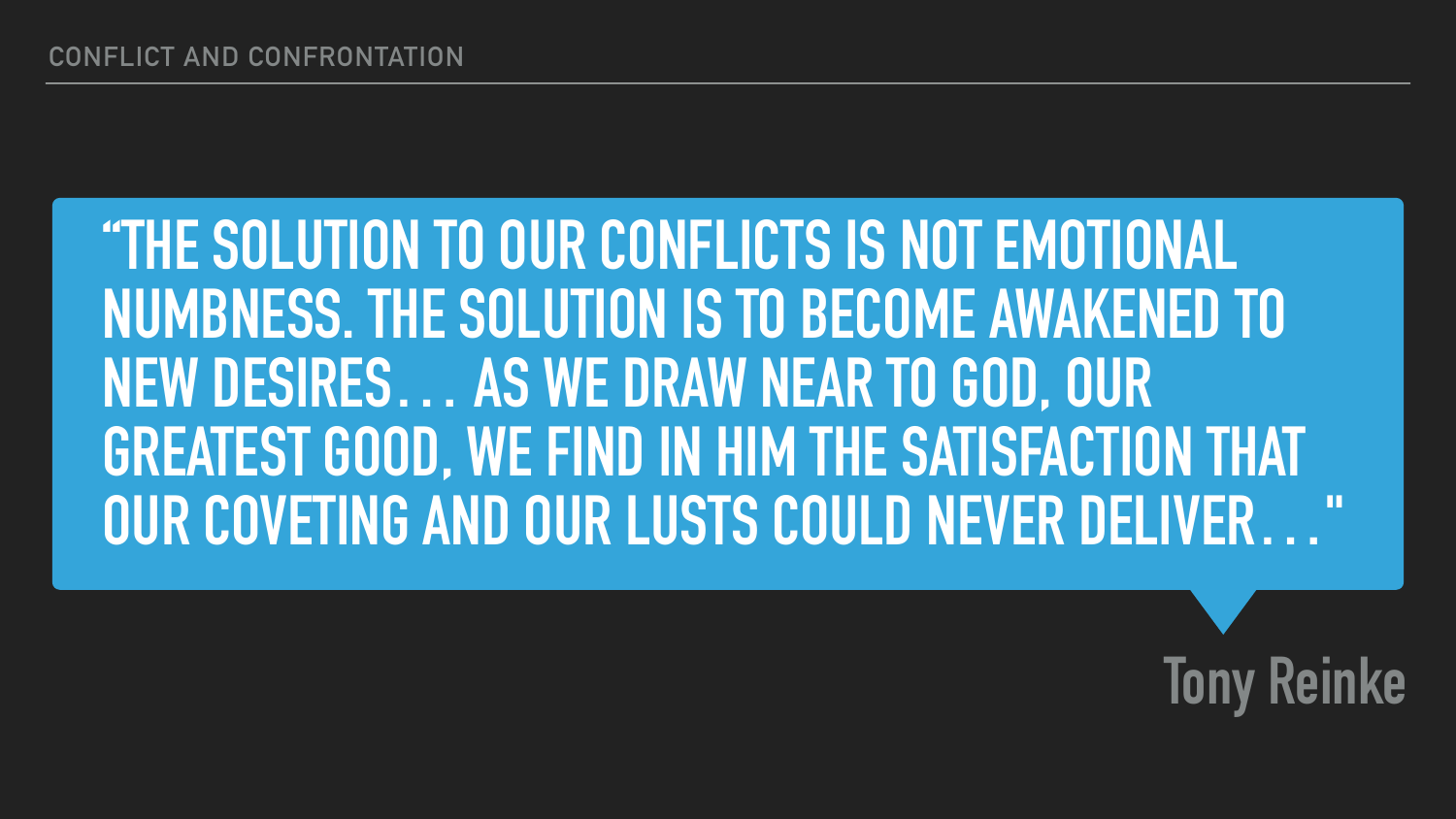CONFLICT AND CONFRONTATION

> "THE SOLUTION TO OUR CONFLICTS IS NOT EMOTIONAL NUMBNESS. THE SOLUTION IS TO BECOME AWAKENED TO NEW DESIRES… AS WE DRAW NEAR TO GOD, OUR GREATEST GOOD, WE FIND IN HIM THE SATISFACTION THAT OUR COVETING AND OUR LUSTS COULD NEVER DELIVER…"

**Tony Reinke**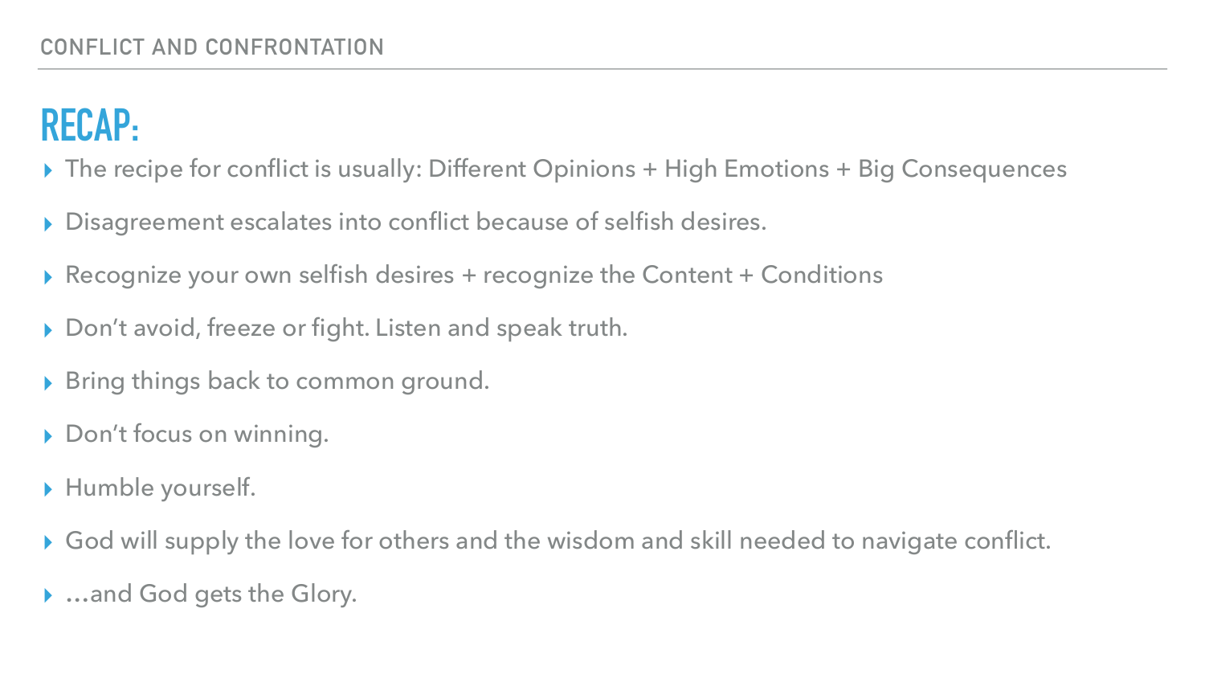# RECAP:

- The recipe for conflict is usually: Different Opinions + High Emotions + Big Consequences
- Disagreement escalates into conflict because of selfish desires.
- Recognize your own selfish desires + recognize the Content + Conditions
- Don't avoid, freeze or fight. Listen and speak truth.
- Bring things back to common ground.
- Don't focus on winning.
- Humble yourself.
- God will supply the love for others and the wisdom and skill needed to navigate conflict.
- …and God gets the Glory.